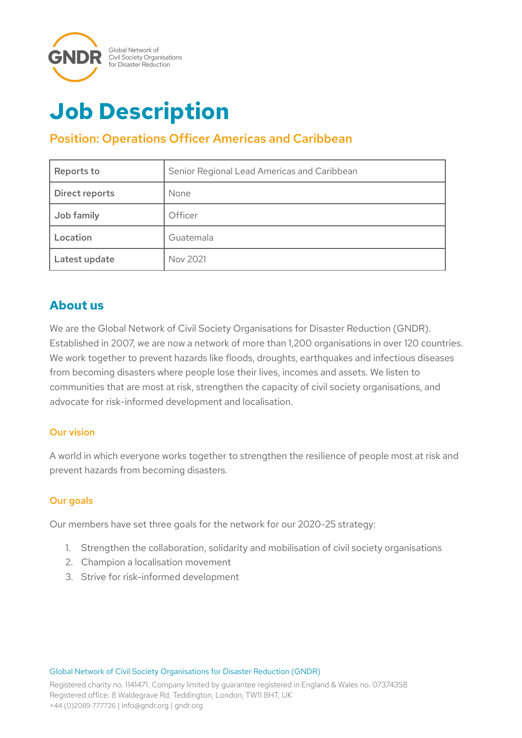GNDR Global Network of Civil Society Organisations for Disaster Reduction

# Job Description

## Position: Operations Officer Americas and Caribbean

| | |
|---|---|
| **Reports to** | Senior Regional Lead Americas and Caribbean |
| **Direct reports** | None |
| **Job family** | Officer |
| **Location** | Guatemala |
| **Latest update** | Nov 2021 |

## About us

We are the Global Network of Civil Society Organisations for Disaster Reduction (GNDR). Established in 2007, we are now a network of more than 1,200 organisations in over 120 countries. We work together to prevent hazards like floods, droughts, earthquakes and infectious diseases from becoming disasters where people lose their lives, incomes and assets. We listen to communities that are most at risk, strengthen the capacity of civil society organisations, and advocate for risk-informed development and localisation.

### Our vision

A world in which everyone works together to strengthen the resilience of people most at risk and prevent hazards from becoming disasters.

### Our goals

Our members have set three goals for the network for our 2020-25 strategy:

1. Strengthen the collaboration, solidarity and mobilisation of civil society organisations
2. Champion a localisation movement
3. Strive for risk-informed development

Global Network of Civil Society Organisations for Disaster Reduction (GNDR)

Registered charity no. 1141471. Company limited by guarantee registered in England & Wales no. 07374358
Registered office: 8 Waldegrave Rd, Teddington, London, TW11 8HT, UK
+44 (0)2089 777726 | info@gndr.org | gndr.org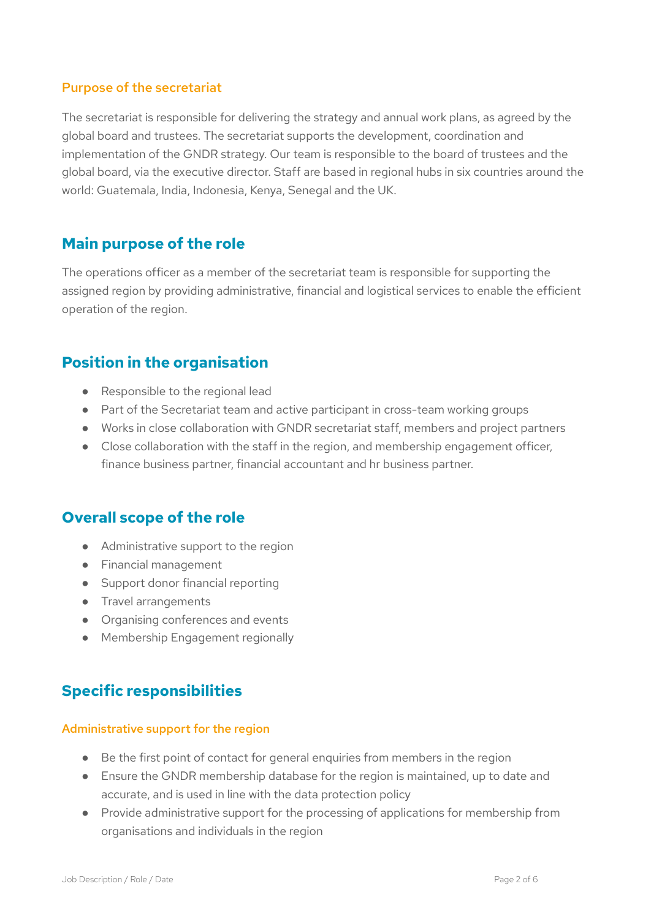### Purpose of the secretariat

The secretariat is responsible for delivering the strategy and annual work plans, as agreed by the global board and trustees. The secretariat supports the development, coordination and implementation of the GNDR strategy. Our team is responsible to the board of trustees and the global board, via the executive director. Staff are based in regional hubs in six countries around the world: Guatemala, India, Indonesia, Kenya, Senegal and the UK.

## Main purpose of the role

The operations officer as a member of the secretariat team is responsible for supporting the assigned region by providing administrative, financial and logistical services to enable the efficient operation of the region.

## Position in the organisation

- Responsible to the regional lead
- Part of the Secretariat team and active participant in cross-team working groups
- Works in close collaboration with GNDR secretariat staff, members and project partners
- Close collaboration with the staff in the region, and membership engagement officer, finance business partner, financial accountant and hr business partner.

## Overall scope of the role

- Administrative support to the region
- Financial management
- Support donor financial reporting
- Travel arrangements
- Organising conferences and events
- Membership Engagement regionally

## Specific responsibilities

### Administrative support for the region

- Be the first point of contact for general enquiries from members in the region
- Ensure the GNDR membership database for the region is maintained, up to date and accurate, and is used in line with the data protection policy
- Provide administrative support for the processing of applications for membership from organisations and individuals in the region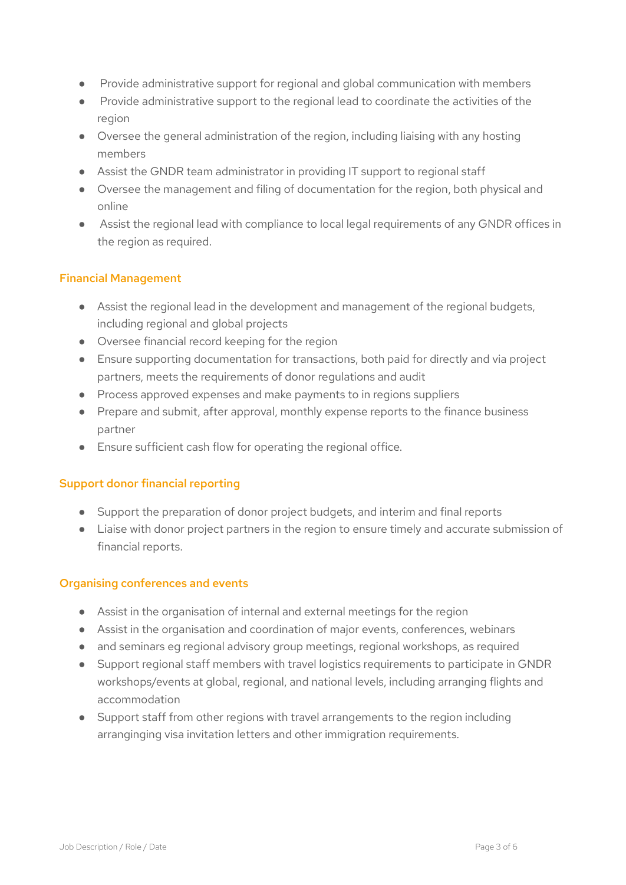- Provide administrative support for regional and global communication with members
- Provide administrative support to the regional lead to coordinate the activities of the region
- Oversee the general administration of the region, including liaising with any hosting members
- Assist the GNDR team administrator in providing IT support to regional staff
- Oversee the management and filing of documentation for the region, both physical and online
- Assist the regional lead with compliance to local legal requirements of any GNDR offices in the region as required.

### Financial Management

- Assist the regional lead in the development and management of the regional budgets, including regional and global projects
- Oversee financial record keeping for the region
- Ensure supporting documentation for transactions, both paid for directly and via project partners, meets the requirements of donor regulations and audit
- Process approved expenses and make payments to in regions suppliers
- Prepare and submit, after approval, monthly expense reports to the finance business partner
- Ensure sufficient cash flow for operating the regional office.

### Support donor financial reporting

- Support the preparation of donor project budgets, and interim and final reports
- Liaise with donor project partners in the region to ensure timely and accurate submission of financial reports.

### Organising conferences and events

- Assist in the organisation of internal and external meetings for the region
- Assist in the organisation and coordination of major events, conferences, webinars
- and seminars eg regional advisory group meetings, regional workshops, as required
- Support regional staff members with travel logistics requirements to participate in GNDR workshops/events at global, regional, and national levels, including arranging flights and accommodation
- Support staff from other regions with travel arrangements to the region including arranginging visa invitation letters and other immigration requirements.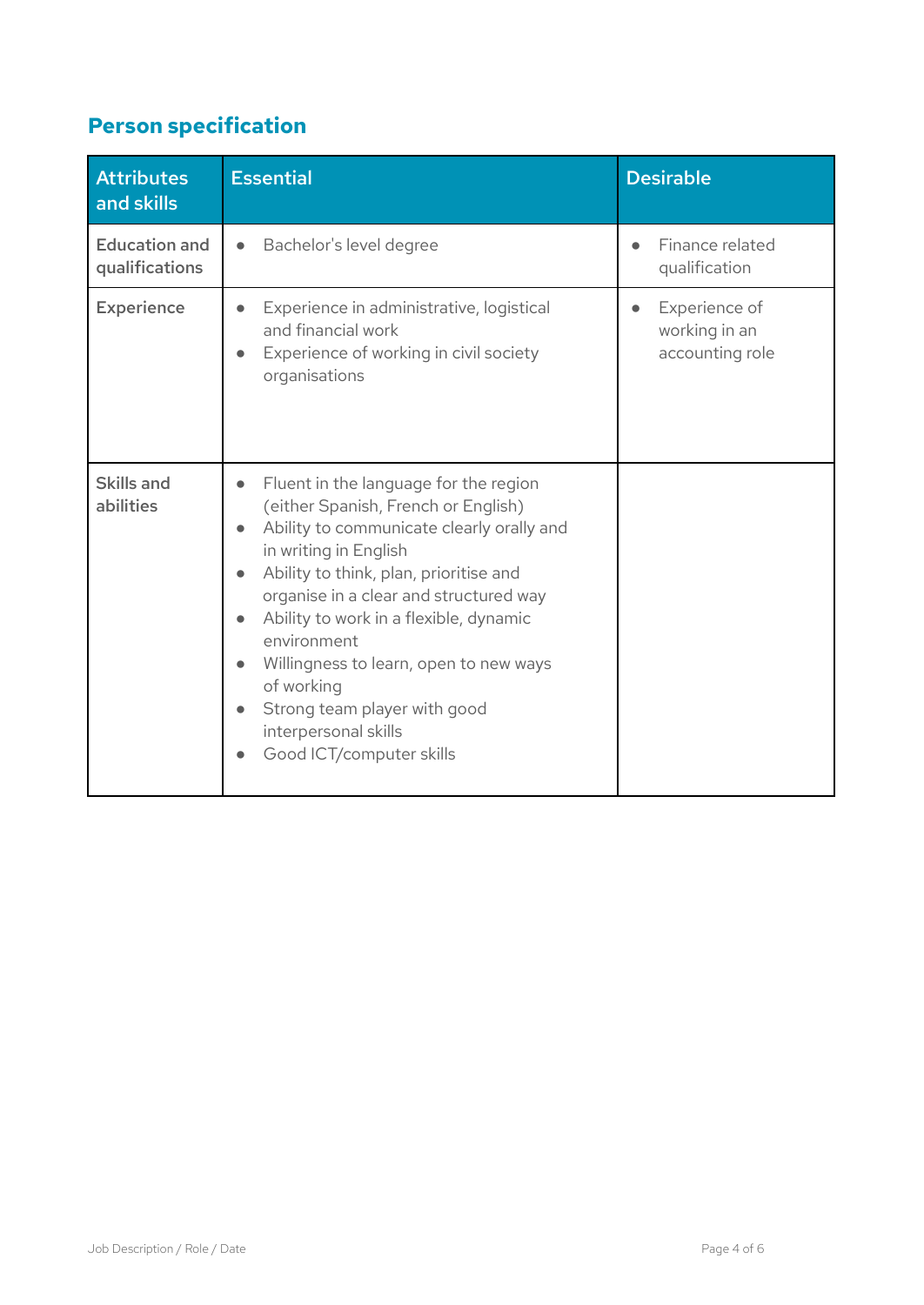## Person specification

| Attributes and skills | Essential | Desirable |
|---|---|---|
| Education and qualifications | • Bachelor's level degree | • Finance related qualification |
| Experience | • Experience in administrative, logistical and financial work<br>• Experience of working in civil society organisations | • Experience of working in an accounting role |
| Skills and abilities | • Fluent in the language for the region (either Spanish, French or English)<br>• Ability to communicate clearly orally and in writing in English<br>• Ability to think, plan, prioritise and organise in a clear and structured way<br>• Ability to work in a flexible, dynamic environment<br>• Willingness to learn, open to new ways of working<br>• Strong team player with good interpersonal skills<br>• Good ICT/computer skills | |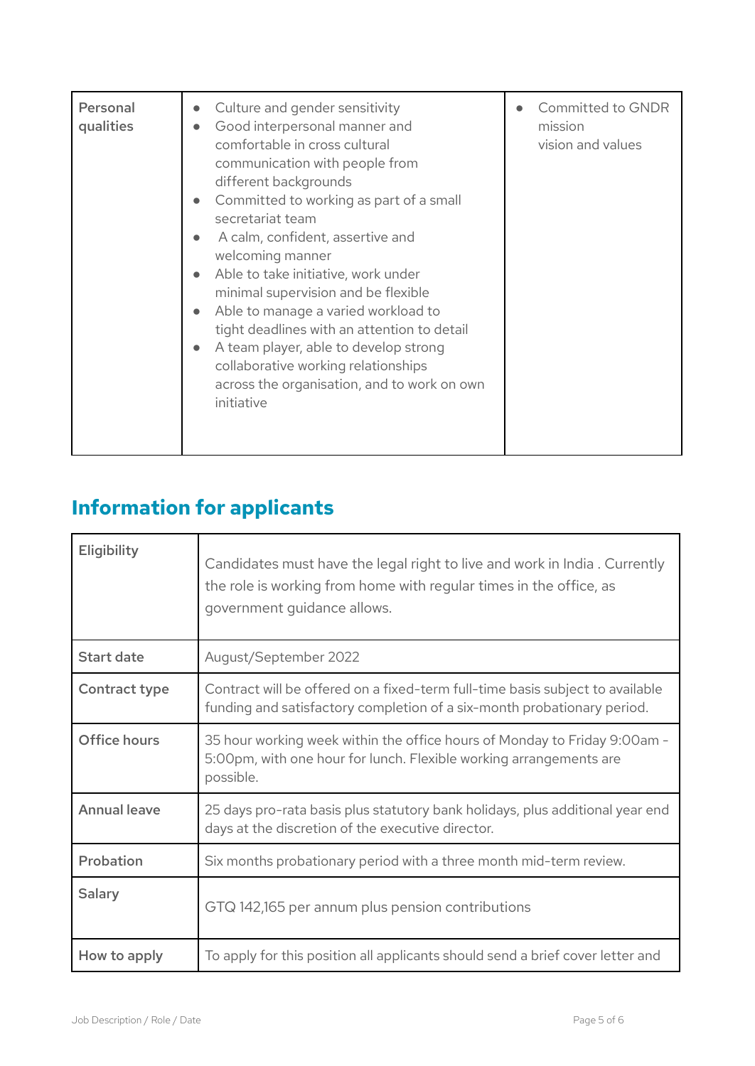| | | |
|---|---|---|
| **Personal qualities** | <ul><li>Culture and gender sensitivity</li><li>Good interpersonal manner and comfortable in cross cultural communication with people from different backgrounds</li><li>Committed to working as part of a small secretariat team</li><li>A calm, confident, assertive and welcoming manner</li><li>Able to take initiative, work under minimal supervision and be flexible</li><li>Able to manage a varied workload to tight deadlines with an attention to detail</li><li>A team player, able to develop strong collaborative working relationships across the organisation, and to work on own initiative</li></ul> | <ul><li>Committed to GNDR mission vision and values</li></ul> |

## Information for applicants

| | |
|---|---|
| **Eligibility** | Candidates must have the legal right to live and work in India . Currently the role is working from home with regular times in the office, as government guidance allows. |
| **Start date** | August/September 2022 |
| **Contract type** | Contract will be offered on a fixed-term full-time basis subject to available funding and satisfactory completion of a six-month probationary period. |
| **Office hours** | 35 hour working week within the office hours of Monday to Friday 9:00am - 5:00pm, with one hour for lunch. Flexible working arrangements are possible. |
| **Annual leave** | 25 days pro-rata basis plus statutory bank holidays, plus additional year end days at the discretion of the executive director. |
| **Probation** | Six months probationary period with a three month mid-term review. |
| **Salary** | GTQ 142,165 per annum plus pension contributions |
| **How to apply** | To apply for this position all applicants should send a brief cover letter and |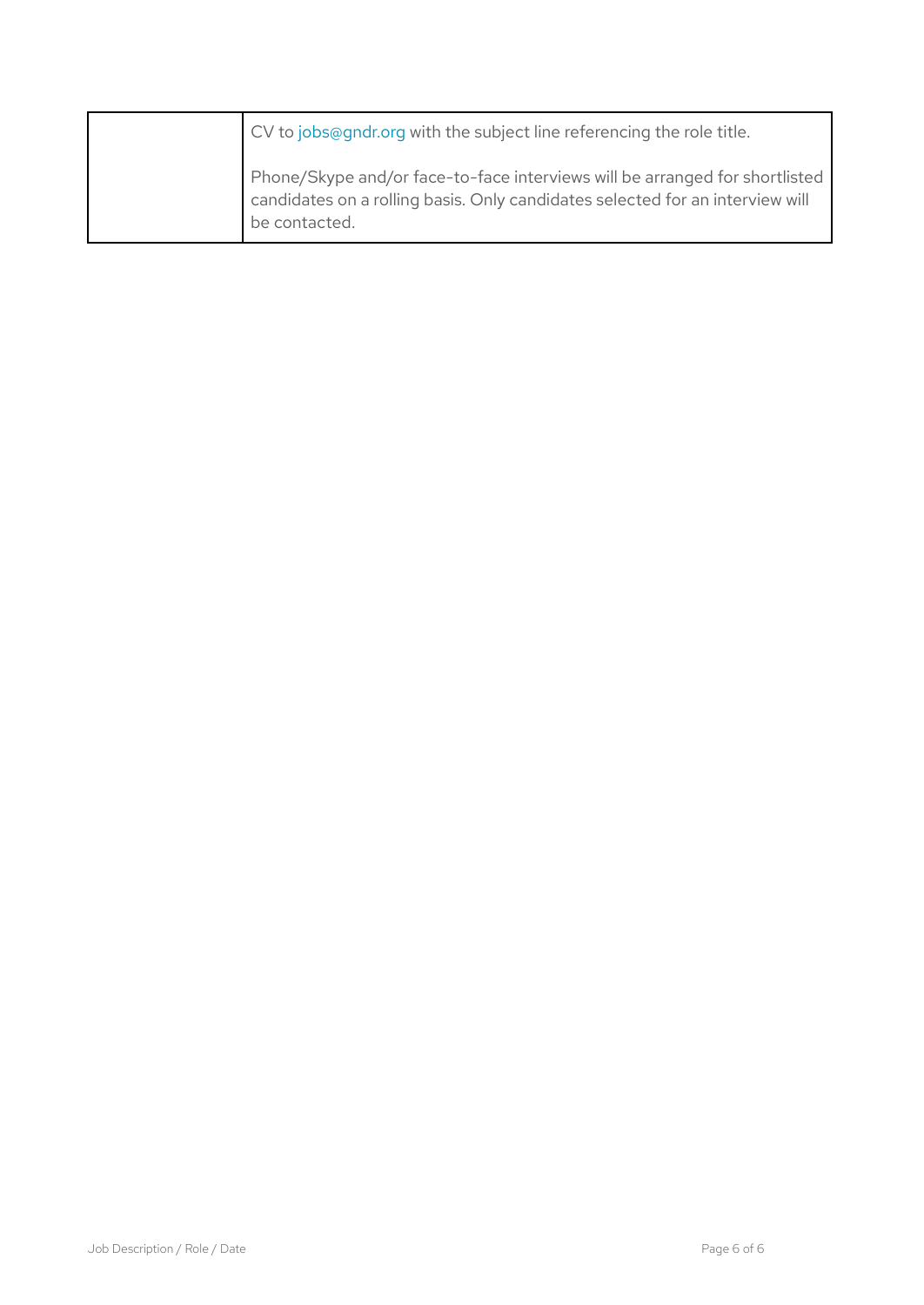| | |
|---|---|
| | CV to jobs@gndr.org with the subject line referencing the role title.<br><br>Phone/Skype and/or face-to-face interviews will be arranged for shortlisted candidates on a rolling basis. Only candidates selected for an interview will be contacted. |